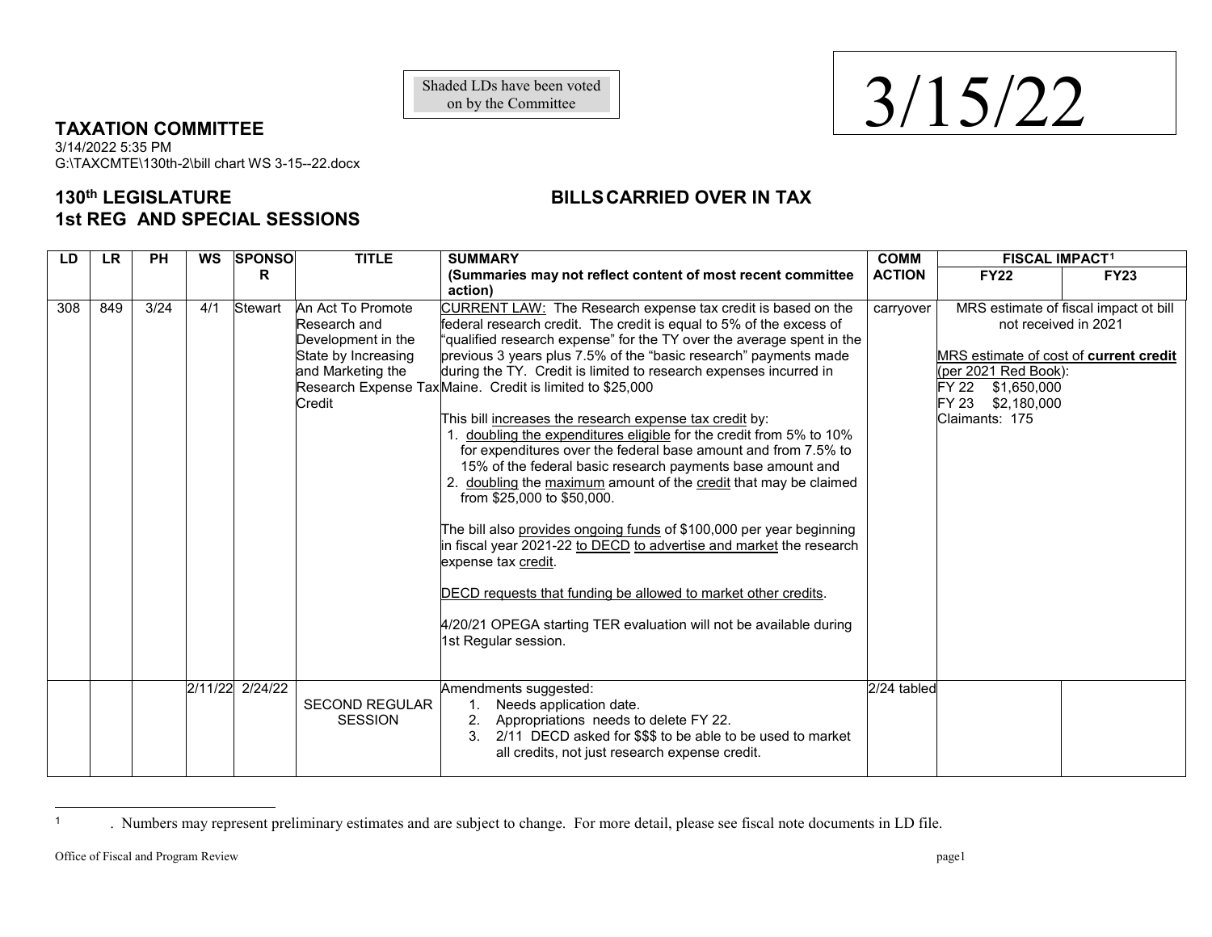Shaded LDs have been voted on by the Committee

3/15/22

## TAXATION COMMITTEE

3/14/2022 5:35 PM
G:\TAXCMTE\130th-2\bill chart WS 3-15--22.docx

## 130th LEGISLATURE
## 1st REG AND SPECIAL SESSIONS

## BILLS CARRIED OVER IN TAX

| LD | LR | PH | WS | SPONSOR | TITLE | SUMMARY (Summaries may not reflect content of most recent committee action) | COMM ACTION | FISCAL IMPACT[1] | |
|---|---|---|---|---|---|---|---|---|---|
| | | | | | | | | FY22 | FY23 |
| 308 | 849 | 3/24 | 4/1 | Stewart | An Act To Promote Research and Development in the State by Increasing and Marketing the Research Expense Tax Credit | CURRENT LAW: The Research expense tax credit is based on the federal research credit. The credit is equal to 5% of the excess of "qualified research expense" for the TY over the average spent in the previous 3 years plus 7.5% of the "basic research" payments made during the TY. Credit is limited to research expenses incurred in Maine. Credit is limited to $25,000<br><br>This bill increases the research expense tax credit by:<br>1. doubling the expenditures eligible for the credit from 5% to 10% for expenditures over the federal base amount and from 7.5% to 15% of the federal basic research payments base amount and<br>2. doubling the maximum amount of the credit that may be claimed from $25,000 to $50,000.<br><br>The bill also provides ongoing funds of $100,000 per year beginning in fiscal year 2021-22 to DECD to advertise and market the research expense tax credit.<br><br>DECD requests that funding be allowed to market other credits.<br><br>4/20/21 OPEGA starting TER evaluation will not be available during 1st Regular session. | carryover | MRS estimate of fiscal impact ot bill not received in 2021<br><br>MRS estimate of cost of **current credit** (per 2021 Red Book):<br>FY 22 $1,650,000<br>FY 23 $2,180,000<br>Claimants: 175 | |
| | | | 2/11/22 | 2/24/22 | SECOND REGULAR SESSION | Amendments suggested:<br>1. Needs application date.<br>2. Appropriations needs to delete FY 22.<br>3. 2/11 DECD asked for $$$ to be able to be used to market all credits, not just research expense credit. | 2/24 tabled | | |

[1] . Numbers may represent preliminary estimates and are subject to change. For more detail, please see fiscal note documents in LD file.

Office of Fiscal and Program Review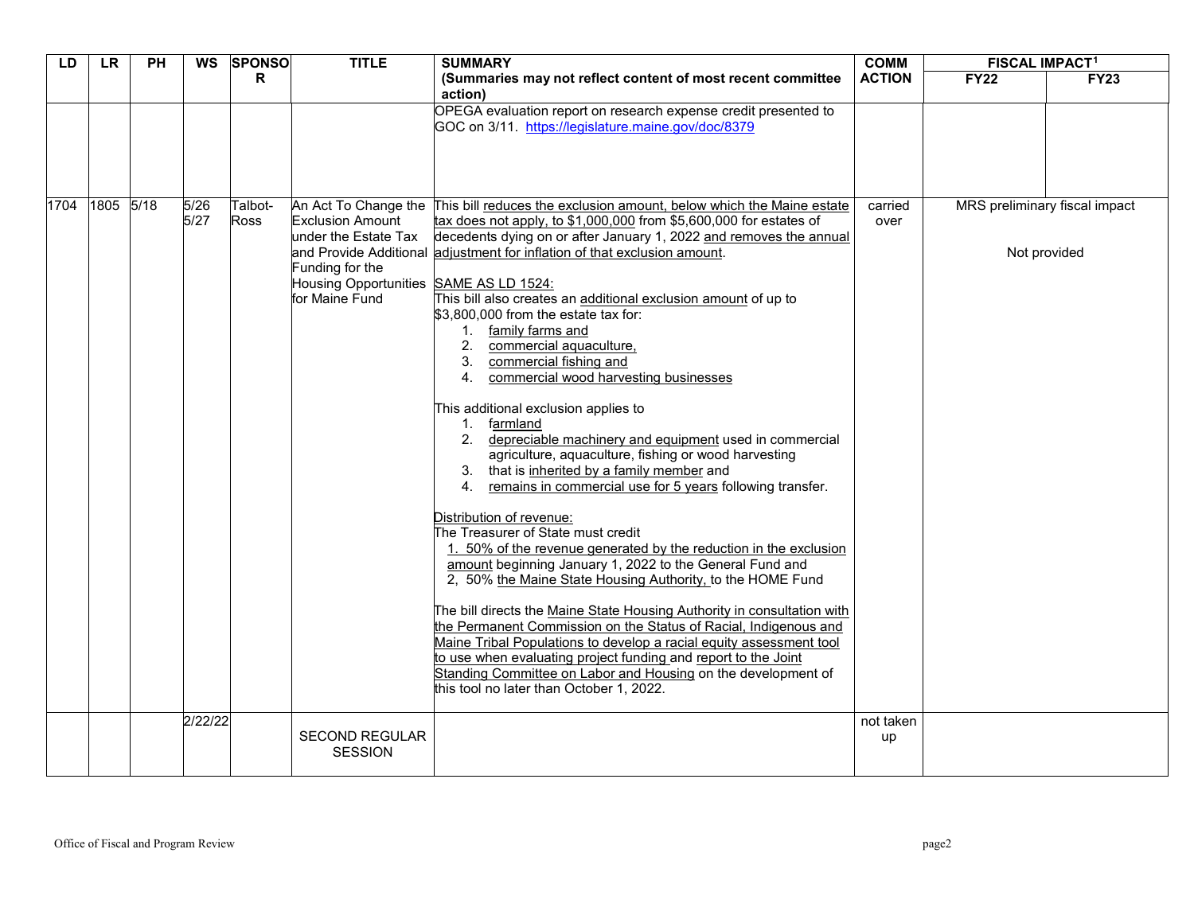| LD | LR | PH | WS | SPONSOR | TITLE | SUMMARY (Summaries may not reflect content of most recent committee action) | COMM ACTION | FISCAL IMPACT[1] | |
|---|---|---|---|---|---|---|---|---|---|
| | | | | | | | | FY22 | FY23 |
| | | | | | | OPEGA evaluation report on research expense credit presented to GOC on 3/11. https://legislature.maine.gov/doc/8379 | | | |
| 1704 | 1805 | 5/18 | 5/26 5/27 | Talbot-Ross | An Act To Change the Exclusion Amount under the Estate Tax and Provide Additional Funding for the Housing Opportunities for Maine Fund | This bill reduces the exclusion amount, below which the Maine estate tax does not apply, to $1,000,000 from $5,600,000 for estates of decedents dying on or after January 1, 2022 and removes the annual adjustment for inflation of that exclusion amount.<br><br>SAME AS LD 1524:<br>This bill also creates an additional exclusion amount of up to $3,800,000 from the estate tax for:<br>1. family farms and<br>2. commercial aquaculture,<br>3. commercial fishing and<br>4. commercial wood harvesting businesses<br><br>This additional exclusion applies to<br>1. farmland<br>2. depreciable machinery and equipment used in commercial agriculture, aquaculture, fishing or wood harvesting<br>3. that is inherited by a family member and<br>4. remains in commercial use for 5 years following transfer.<br><br>Distribution of revenue:<br>The Treasurer of State must credit<br>1. 50% of the revenue generated by the reduction in the exclusion amount beginning January 1, 2022 to the General Fund and<br>2, 50% the Maine State Housing Authority, to the HOME Fund<br><br>The bill directs the Maine State Housing Authority in consultation with the Permanent Commission on the Status of Racial, Indigenous and Maine Tribal Populations to develop a racial equity assessment tool to use when evaluating project funding and report to the Joint Standing Committee on Labor and Housing on the development of this tool no later than October 1, 2022. | carried over | MRS preliminary fiscal impact<br><br>Not provided | |
| | | | 2/22/22 | | SECOND REGULAR SESSION | | not taken up | | |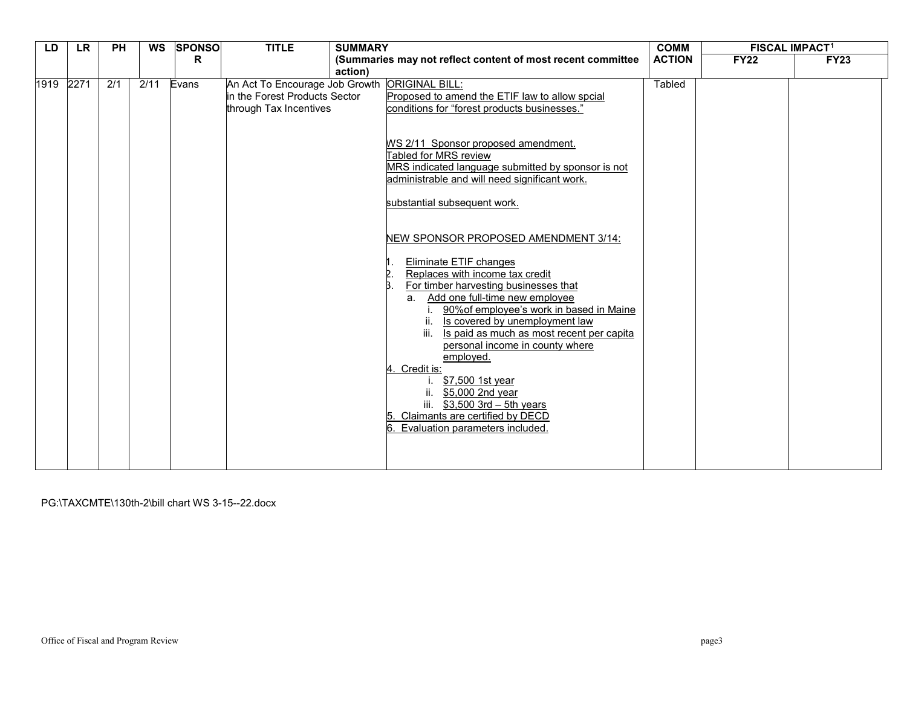| LD | LR | PH | WS | SPONSOR | TITLE | SUMMARY (Summaries may not reflect content of most recent committee action) | COMM ACTION | FISCAL IMPACT[1] | |
|---|---|---|---|---|---|---|---|---|---|
| | | | | | | | | FY22 | FY23 |
| 1919 | 2271 | 2/1 | 2/11 | Evans | An Act To Encourage Job Growth in the Forest Products Sector through Tax Incentives | ORIGINAL BILL:<br>Proposed to amend the ETIF law to allow spcial conditions for "forest products businesses."<br><br>WS 2/11 Sponsor proposed amendment.<br>Tabled for MRS review<br>MRS indicated language submitted by sponsor is not administrable and will need significant work.<br><br>substantial subsequent work.<br><br>NEW SPONSOR PROPOSED AMENDMENT 3/14:<br><br>1. Eliminate ETIF changes<br>2. Replaces with income tax credit<br>3. For timber harvesting businesses that<br>a. Add one full-time new employee<br>i. 90%of employee's work in based in Maine<br>ii. Is covered by unemployment law<br>iii. Is paid as much as most recent per capita personal income in county where employed.<br>4. Credit is:<br>i. $7,500 1st year<br>ii. $5,000 2nd year<br>iii. $3,500 3rd – 5th years<br>5. Claimants are certified by DECD<br>6. Evaluation parameters included. | Tabled | | |

PG:\TAXCMTE\130th-2\bill chart WS 3-15--22.docx

Office of Fiscal and Program Review